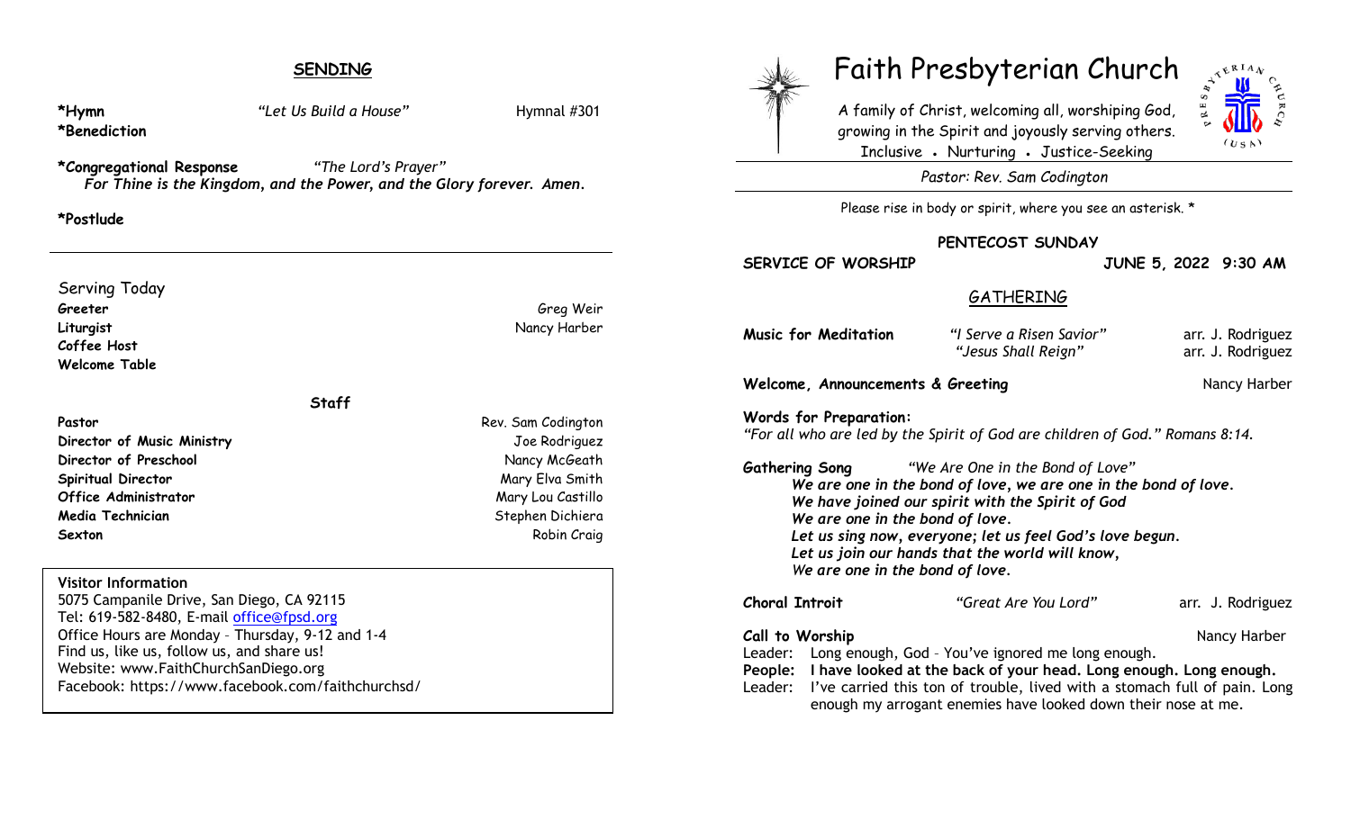## SENDING

**\*Hymn** *"Let Us Build a House"* Hymnal #301

**\*Benediction**

**\*Congregational Response** *"The Lord's Prayer"*
***For Thine is the Kingdom, and the Power, and the Glory forever. Amen.***

**\*Postlude**

---

Serving Today

| | |
|---|---|
| **Greeter** | Greg Weir |
| **Liturgist** | Nancy Harber |
| **Coffee Host** | |
| **Welcome Table** | |

**Staff**

| | |
|---|---|
| **Pastor** | Rev. Sam Codington |
| **Director of Music Ministry** | Joe Rodriguez |
| **Director of Preschool** | Nancy McGeath |
| **Spiritual Director** | Mary Elva Smith |
| **Office Administrator** | Mary Lou Castillo |
| **Media Technician** | Stephen Dichiera |
| **Sexton** | Robin Craig |

**Visitor Information**
5075 Campanile Drive, San Diego, CA 92115
Tel: 619-582-8480, E-mail office@fpsd.org
Office Hours are Monday – Thursday, 9-12 and 1-4
Find us, like us, follow us, and share us!
Website: www.FaithChurchSanDiego.org
Facebook: https://www.facebook.com/faithchurchsd/

# Faith Presbyterian Church

A family of Christ, welcoming all, worshiping God, growing in the Spirit and joyously serving others.
Inclusive • Nurturing • Justice-Seeking

*Pastor: Rev. Sam Codington*

Please rise in body or spirit, where you see an asterisk. *

**PENTECOST SUNDAY**

**SERVICE OF WORSHIP** **JUNE 5, 2022 9:30 AM**

## GATHERING

**Music for Meditation** *"I Serve a Risen Savior"* arr. J. Rodriguez
*"Jesus Shall Reign"* arr. J. Rodriguez

**Welcome, Announcements & Greeting** Nancy Harber

**Words for Preparation:**
*"For all who are led by the Spirit of God are children of God." Romans 8:14.*

**Gathering Song** *"We Are One in the Bond of Love"*
***We are one in the bond of love, we are one in the bond of love.***
***We have joined our spirit with the Spirit of God***
***We are one in the bond of love.***
***Let us sing now, everyone; let us feel God's love begun.***
***Let us join our hands that the world will know,***
***We are one in the bond of love.***

**Choral Introit** *"Great Are You Lord"* arr. J. Rodriguez

**Call to Worship** Nancy Harber
Leader: Long enough, God – You've ignored me long enough.
**People: I have looked at the back of your head. Long enough. Long enough.**
Leader: I've carried this ton of trouble, lived with a stomach full of pain. Long enough my arrogant enemies have looked down their nose at me.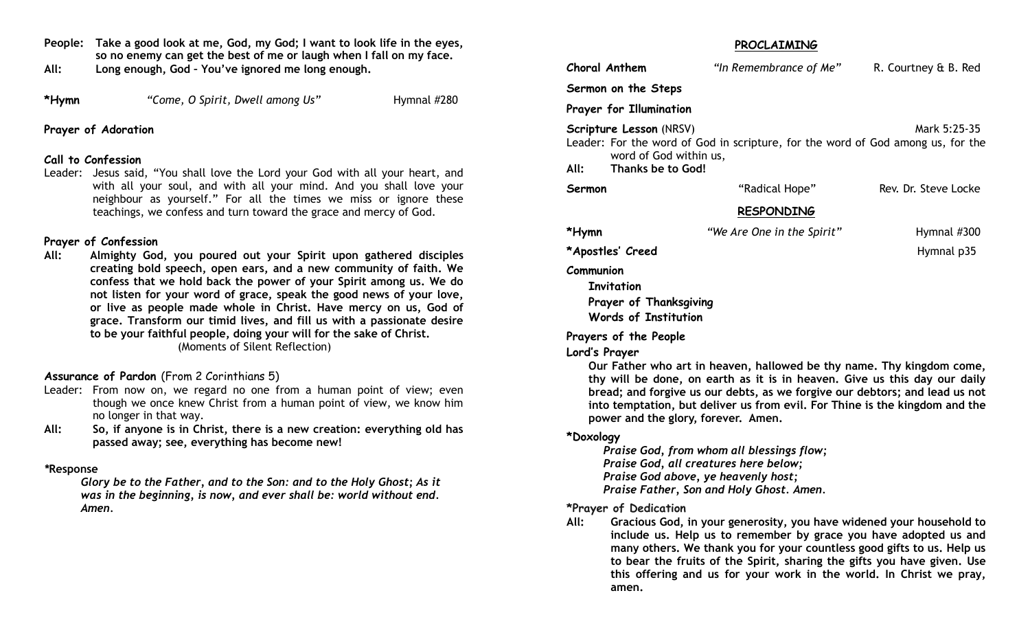**People:** **Take a good look at me, God, my God; I want to look life in the eyes, so no enemy can get the best of me or laugh when I fall on my face.**

**All:** **Long enough, God – You've ignored me long enough.**

**\*Hymn** *"Come, O Spirit, Dwell among Us"* Hymnal #280

**Prayer of Adoration**

**Call to Confession**

Leader: Jesus said, "You shall love the Lord your God with all your heart, and with all your soul, and with all your mind. And you shall love your neighbour as yourself." For all the times we miss or ignore these teachings, we confess and turn toward the grace and mercy of God.

**Prayer of Confession**

**All:** **Almighty God, you poured out your Spirit upon gathered disciples creating bold speech, open ears, and a new community of faith. We confess that we hold back the power of your Spirit among us. We do not listen for your word of grace, speak the good news of your love, or live as people made whole in Christ. Have mercy on us, God of grace. Transform our timid lives, and fill us with a passionate desire to be your faithful people, doing your will for the sake of Christ.**

(Moments of Silent Reflection)

**Assurance of Pardon** (From 2 Corinthians 5)

Leader: From now on, we regard no one from a human point of view; even though we once knew Christ from a human point of view, we know him no longer in that way.

**All:** **So, if anyone is in Christ, there is a new creation: everything old has passed away; see, everything has become new!**

**\*Response**

***Glory be to the Father, and to the Son: and to the Holy Ghost; As it was in the beginning, is now, and ever shall be: world without end. Amen.***

## PROCLAIMING

**Choral Anthem** *"In Remembrance of Me"* R. Courtney & B. Red

**Sermon on the Steps**

**Prayer for Illumination**

**Scripture Lesson** (NRSV) Mark 5:25-35

Leader: For the word of God in scripture, for the word of God among us, for the word of God within us,

**All:** **Thanks be to God!**

**Sermon** "Radical Hope" Rev. Dr. Steve Locke

## RESPONDING

**\*Hymn** *"We Are One in the Spirit"* Hymnal #300

**\*Apostles' Creed** Hymnal p35

**Communion**

**Invitation**

**Prayer of Thanksgiving**

**Words of Institution**

**Prayers of the People**

**Lord's Prayer**

**Our Father who art in heaven, hallowed be thy name. Thy kingdom come, thy will be done, on earth as it is in heaven. Give us this day our daily bread; and forgive us our debts, as we forgive our debtors; and lead us not into temptation, but deliver us from evil. For Thine is the kingdom and the power and the glory, forever. Amen.**

**\*Doxology**

***Praise God, from whom all blessings flow;***
***Praise God, all creatures here below;***
***Praise God above, ye heavenly host;***
***Praise Father, Son and Holy Ghost. Amen.***

**\*Prayer of Dedication**

**All:** **Gracious God, in your generosity, you have widened your household to include us. Help us to remember by grace you have adopted us and many others. We thank you for your countless good gifts to us. Help us to bear the fruits of the Spirit, sharing the gifts you have given. Use this offering and us for your work in the world. In Christ we pray, amen.**